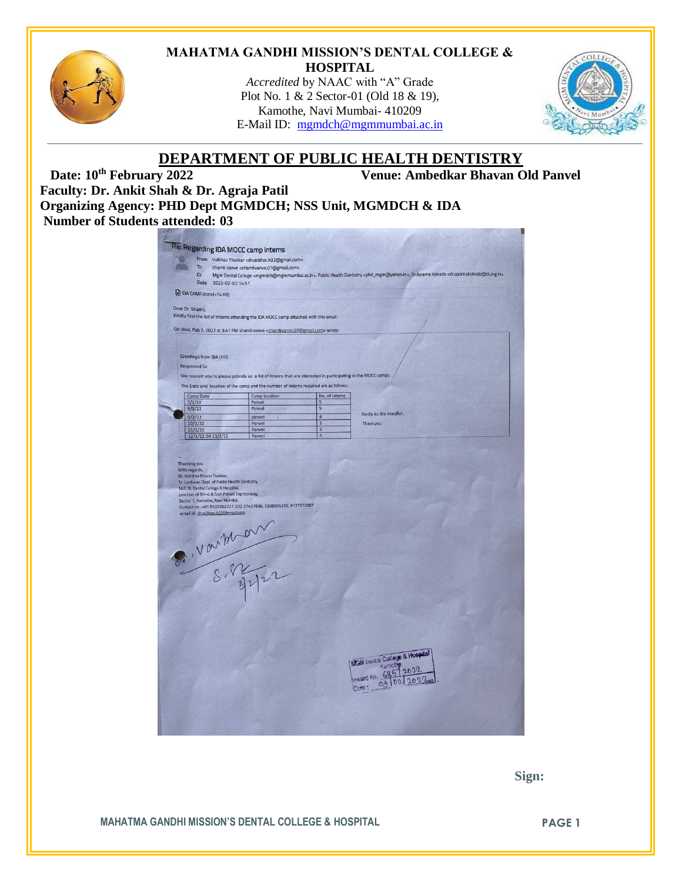# MAHATMA GANDHI MISSION'S DENTAL COLLEGE & HOSPITAL

*Accredited* by NAAC with "A" Grade
Plot No. 1 & 2 Sector-01 (Old 18 & 19),
Kamothe, Navi Mumbai- 410209
E-Mail ID: mgmdch@mgmmumbai.ac.in

## DEPARTMENT OF PUBLIC HEALTH DENTISTRY

**Date: 10th February 2022** **Venue: Ambedkar Bhavan Old Panvel**

**Faculty: Dr. Ankit Shah & Dr. Agraja Patil**

**Organizing Agency: PHD Dept MGMDCH; NSS Unit, MGMDCH & IDA**

**Number of Students attended: 03**

Re: Regarding IDA MOCC camp interns

From Vaibhav Thakkar <drvaibhav.h32@gmail.com>
To shamli vanve <shamlivanve.07@gmail.com>
Cc Mgm Dental College <mgmdch@mgmmumbai.ac.in>, Public Health Dentistry <phd_mgm@yahoo.in>, Dr.Aparna Kokode <dr.aparnakokode@ti.org.in>
Date 2022-02-03 14:51

IDA CAMP.docx(~14 KB)

Dear Dr. Shamli,
Kindly find the list of interns attending the IDA MOCC camp attached with this email.

On Wed, Feb 2, 2022 at 3:41 PM shamli vanve <shamlivanve.07@gmail.com> wrote:

Greetings from IDA (HO)
Respected Sir
We request you to please provide us a list of interns that are interested in participating in the MOCC camps.
The Date and location of the camp and the number of interns required are as follows:

| Camp Date | Camp location | No. of interns |
|---|---|---|
| 7/2/22 | Panvel | 5 |
| 8/2/22 | Panvel | 5 |
| 9/2/22 | panvel | 4 |
| 10/2/22 | Panvel | 3 |
| 11/2/22 | Panvel | 3 |
| 12/2/22 OR 13/2/22 | Panvel | 4 |

Kindly do the needful.
Thank you

--
Thanking you.
With regards,
Dr. Vaibhav Pravin Thakkar,
Sr. Lecturer, Dept. of Public Health Dentistry,
M.G.M. Dental College & Hospital,
Junction of NH-4 & Sion Panvel Expressway,
Sector 1, Kamothe, Navi Mumbai.
Contact no: +91 9322262227, 022 27437836, 7208004232, 9137572987
email id : drvaibhav.h32@gmail.com

Vaibhav
S.R.
3/2/22

MGM Dental College & Hospital
Kamothe
Inward No. 685 | 2022
Date : 03 | 02 | 2022

**Sign:**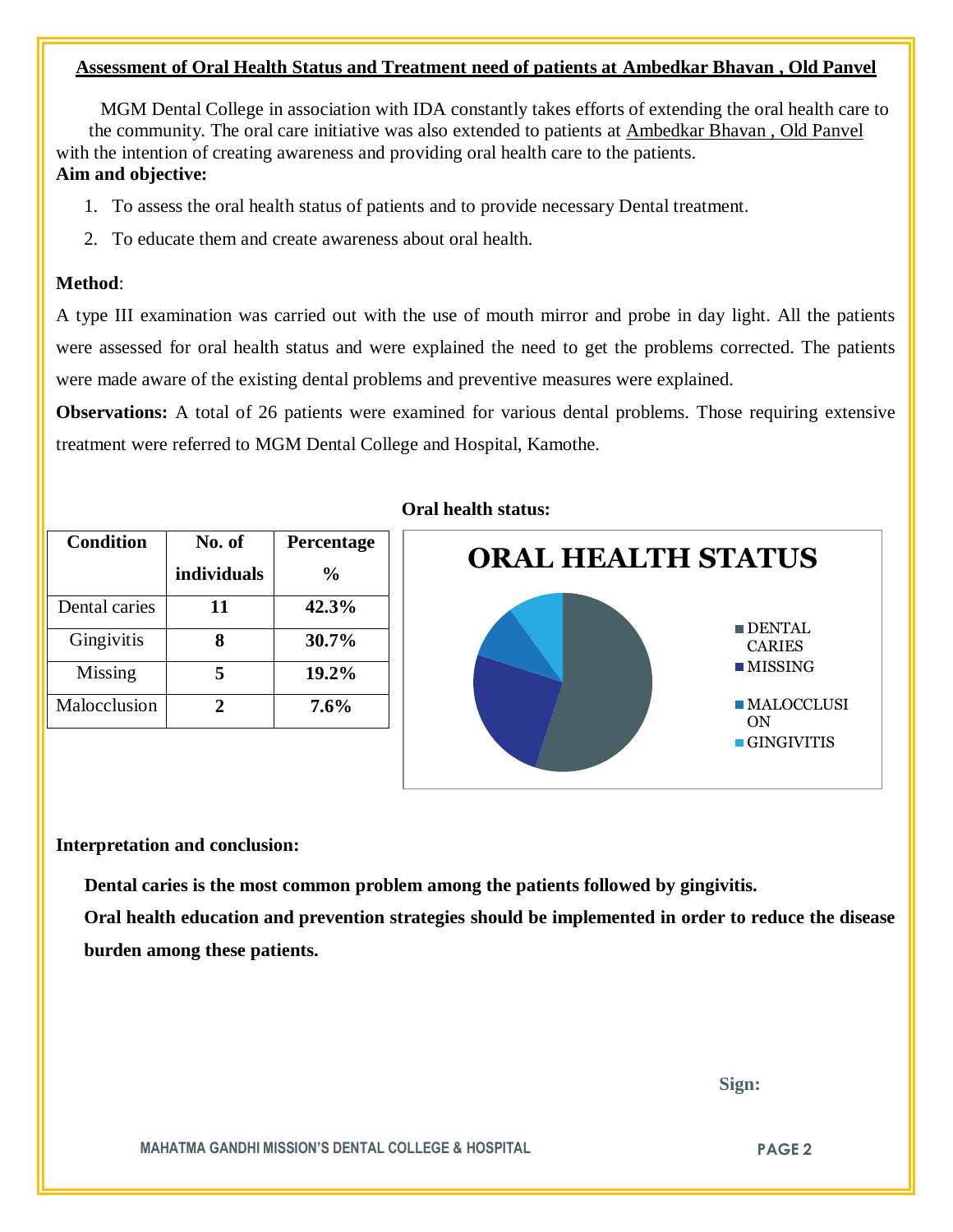## Assessment of Oral Health Status and Treatment need of patients at Ambedkar Bhavan , Old Panvel

MGM Dental College in association with IDA constantly takes efforts of extending the oral health care to the community. The oral care initiative was also extended to patients at Ambedkar Bhavan , Old Panvel with the intention of creating awareness and providing oral health care to the patients.

**Aim and objective:**

1. To assess the oral health status of patients and to provide necessary Dental treatment.
2. To educate them and create awareness about oral health.

**Method**:

A type III examination was carried out with the use of mouth mirror and probe in day light. All the patients were assessed for oral health status and were explained the need to get the problems corrected. The patients were made aware of the existing dental problems and preventive measures were explained.

**Observations:** A total of 26 patients were examined for various dental problems. Those requiring extensive treatment were referred to MGM Dental College and Hospital, Kamothe.

| Condition | No. of individuals | Percentage % |
|---|---|---|
| Dental caries | **11** | **42.3%** |
| Gingivitis | **8** | **30.7%** |
| Missing | **5** | **19.2%** |
| Malocclusion | **2** | **7.6%** |

**Oral health status:**

ORAL HEALTH STATUS

- DENTAL CARIES
- MISSING
- MALOCCLUSION
- GINGIVITIS

**Interpretation and conclusion:**

**Dental caries is the most common problem among the patients followed by gingivitis.**

**Oral health education and prevention strategies should be implemented in order to reduce the disease burden among these patients.**

**Sign:**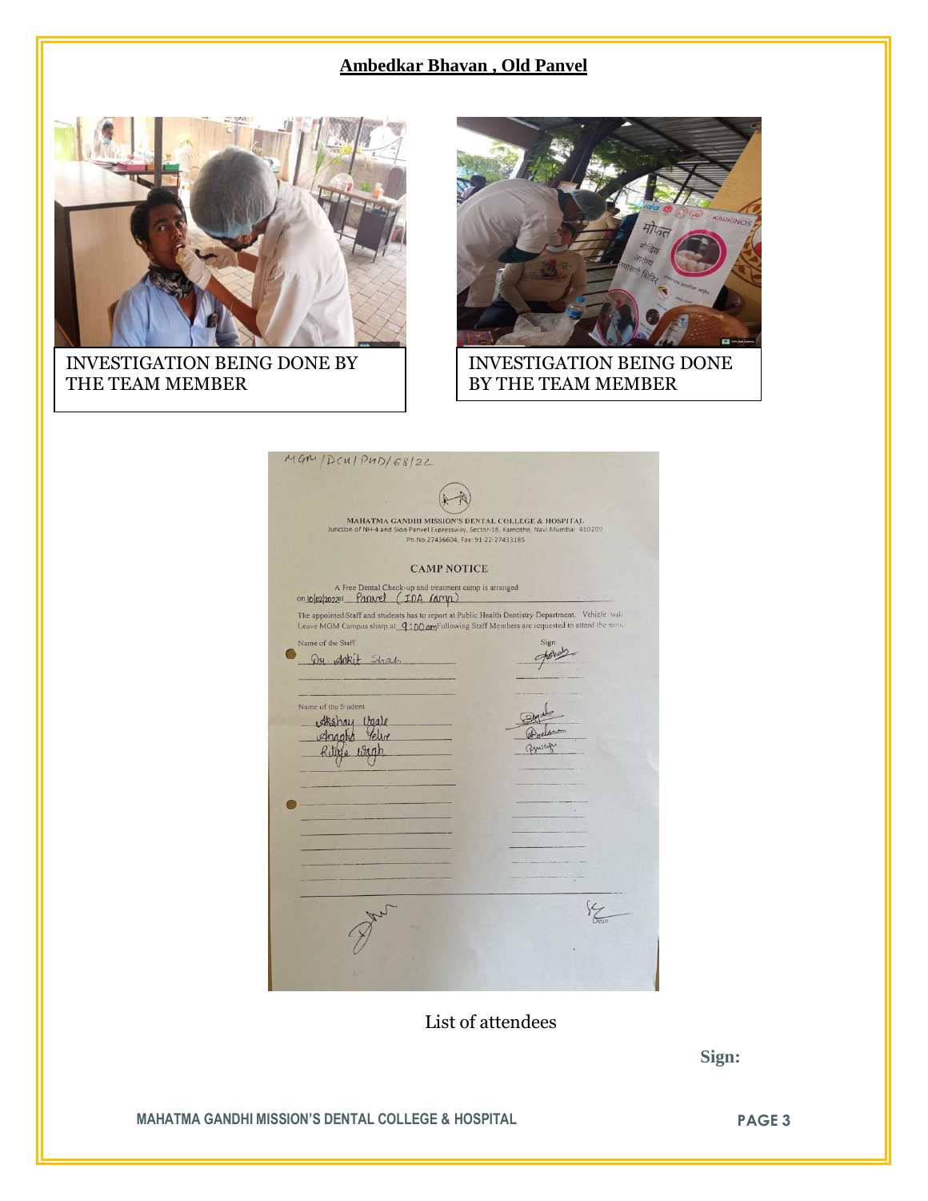## Ambedkar Bhavan , Old Panvel

INVESTIGATION BEING DONE BY THE TEAM MEMBER

INVESTIGATION BEING DONE BY THE TEAM MEMBER

MGM/DCH/PHD/68/22

MAHATMA GANDHI MISSION'S DENTAL COLLEGE & HOSPITAL
Junction of NH-4 and Sion Panvel Expressway, Sector-18, Kamothe, Navi Mumbai- 410209
Ph.No.27436604, Fax: 91-22-27433185

CAMP NOTICE

A Free Dental Check-up and treatment camp is arranged on 10/02/2022 at Panvel (IDA camp)

The appointed Staff and students has to report at Public Health Dentistry Department. Vehicle will Leave MGM Campus sharp at 9:00 am Following Staff Members are requested to attend the same.

| Name of the Staff | Sign |
| --- | --- |
| Dr. Ankit Shah | |

| Name of the Student | Sign |
| --- | --- |
| Akshay Vagale | |
| Anagha Yelve | |
| Rituja Wagh | |

Dean

List of attendees

**Sign:**